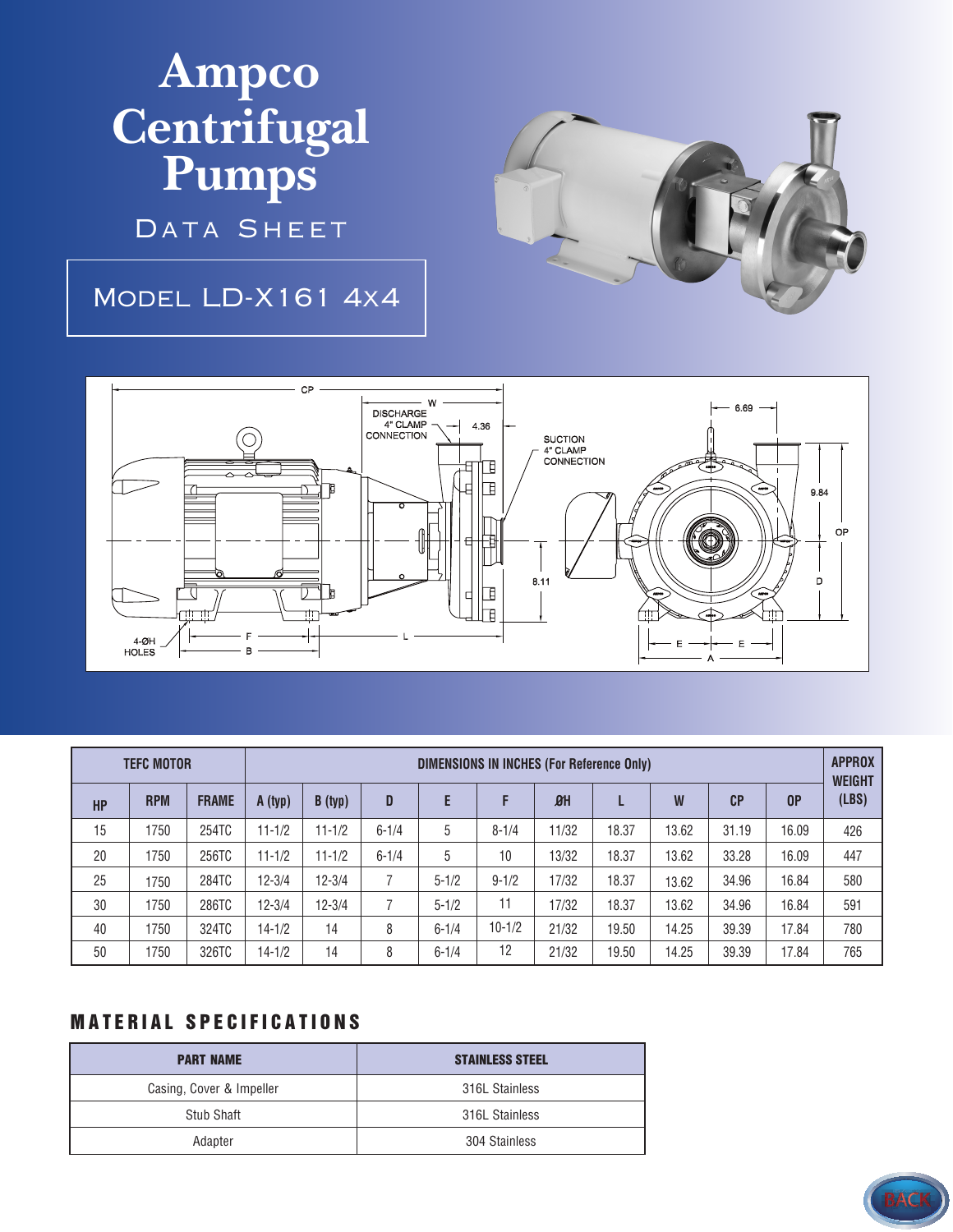# Ampco Centrifugal Pumps

## Data Sheet

## Model LD-X161 4x4

DISCHARGE 4" CLAMP CONNECTION

SUCTION 4" CLAMP CONNECTION

4-ØH HOLES

| TEFC MOTOR | | | DIMENSIONS IN INCHES (For Reference Only) | | | | | | | | | | APPROX WEIGHT (LBS) |
|---|---|---|---|---|---|---|---|---|---|---|---|---|---|
| HP | RPM | FRAME | A (typ) | B (typ) | D | E | F | ØH | L | W | CP | OP | |
| 15 | 1750 | 254TC | 11-1/2 | 11-1/2 | 6-1/4 | 5 | 8-1/4 | 11/32 | 18.37 | 13.62 | 31.19 | 16.09 | 426 |
| 20 | 1750 | 256TC | 11-1/2 | 11-1/2 | 6-1/4 | 5 | 10 | 13/32 | 18.37 | 13.62 | 33.28 | 16.09 | 447 |
| 25 | 1750 | 284TC | 12-3/4 | 12-3/4 | 7 | 5-1/2 | 9-1/2 | 17/32 | 18.37 | 13.62 | 34.96 | 16.84 | 580 |
| 30 | 1750 | 286TC | 12-3/4 | 12-3/4 | 7 | 5-1/2 | 11 | 17/32 | 18.37 | 13.62 | 34.96 | 16.84 | 591 |
| 40 | 1750 | 324TC | 14-1/2 | 14 | 8 | 6-1/4 | 10-1/2 | 21/32 | 19.50 | 14.25 | 39.39 | 17.84 | 780 |
| 50 | 1750 | 326TC | 14-1/2 | 14 | 8 | 6-1/4 | 12 | 21/32 | 19.50 | 14.25 | 39.39 | 17.84 | 765 |

## MATERIAL SPECIFICATIONS

| PART NAME | STAINLESS STEEL |
|---|---|
| Casing, Cover & Impeller | 316L Stainless |
| Stub Shaft | 316L Stainless |
| Adapter | 304 Stainless |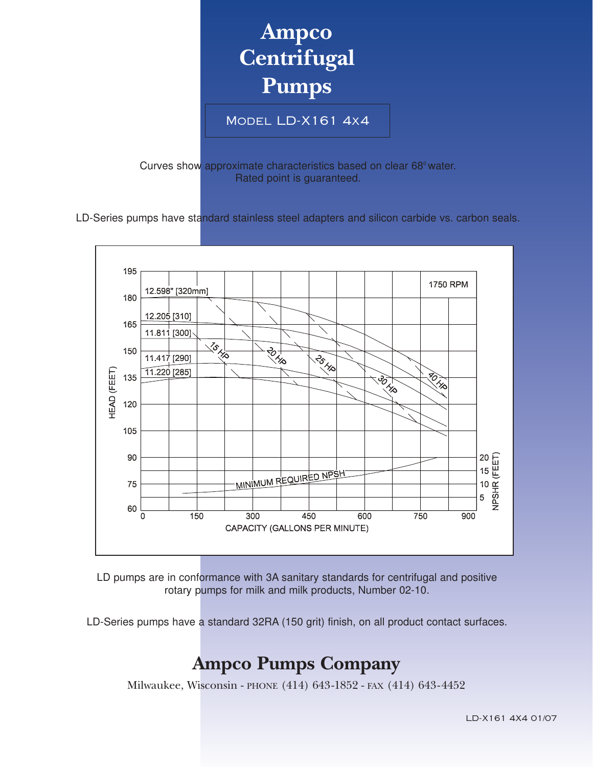# Ampco Centrifugal Pumps

MODEL LD-X161 4X4

Curves show approximate characteristics based on clear 68° water.
Rated point is guaranteed.

LD-Series pumps have standard stainless steel adapters and silicon carbide vs. carbon seals.

1750 RPM

12.598" [320mm]
12.205 [310]
11.811 [300]
11.417 [290]
11.220 [285]

15 HP
20 HP
25 HP
30 HP
40 HP

MINIMUM REQUIRED NPSH

HEAD (FEET)
195
180
165
150
135
120
105
90
75
60

NPSHR (FEET)
20
15
10
5

CAPACITY (GALLONS PER MINUTE)
0
150
300
450
600
750
900

LD pumps are in conformance with 3A sanitary standards for centrifugal and positive rotary pumps for milk and milk products, Number 02-10.

LD-Series pumps have a standard 32RA (150 grit) finish, on all product contact surfaces.

## Ampco Pumps Company

Milwaukee, Wisconsin - PHONE (414) 643-1852 - FAX (414) 643-4452

LD-X161 4X4 01/07